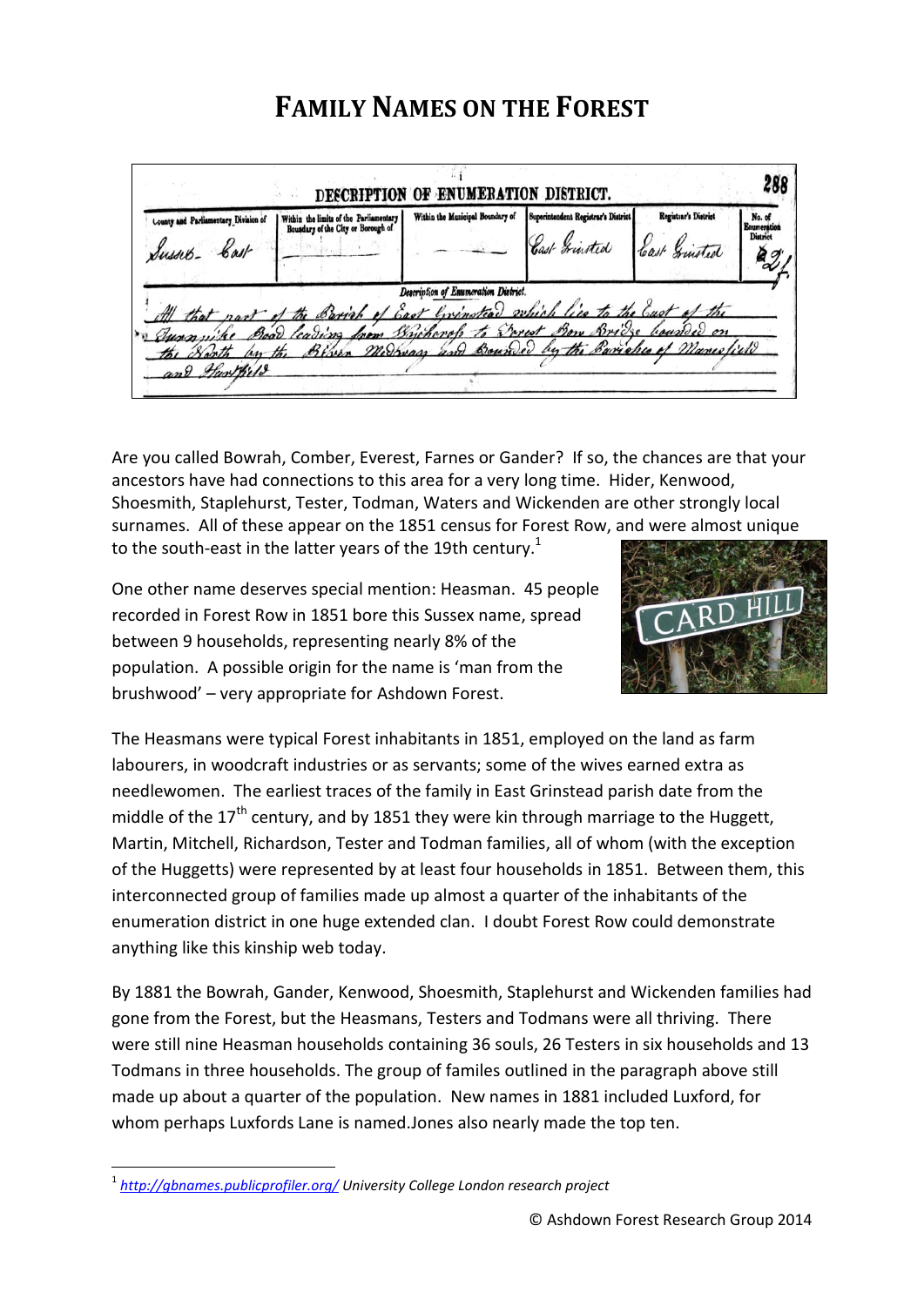# FAMILY NAMES ON THE FOREST

Are you called Bowrah, Comber, Everest, Farnes or Gander? If so, the chances are that your ancestors have had connections to this area for a very long time. Hider, Kenwood, Shoesmith, Staplehurst, Tester, Todman, Waters and Wickenden are other strongly local surnames. All of these appear on the 1851 census for Forest Row, and were almost unique to the south-east in the latter years of the 19th century.[1]

One other name deserves special mention: Heasman. 45 people recorded in Forest Row in 1851 bore this Sussex name, spread between 9 households, representing nearly 8% of the population. A possible origin for the name is 'man from the brushwood' – very appropriate for Ashdown Forest.

The Heasmans were typical Forest inhabitants in 1851, employed on the land as farm labourers, in woodcraft industries or as servants; some of the wives earned extra as needlewomen. The earliest traces of the family in East Grinstead parish date from the middle of the 17th century, and by 1851 they were kin through marriage to the Huggett, Martin, Mitchell, Richardson, Tester and Todman families, all of whom (with the exception of the Huggetts) were represented by at least four households in 1851. Between them, this interconnected group of families made up almost a quarter of the inhabitants of the enumeration district in one huge extended clan. I doubt Forest Row could demonstrate anything like this kinship web today.

By 1881 the Bowrah, Gander, Kenwood, Shoesmith, Staplehurst and Wickenden families had gone from the Forest, but the Heasmans, Testers and Todmans were all thriving. There were still nine Heasman households containing 36 souls, 26 Testers in six households and 13 Todmans in three households. The group of familes outlined in the paragraph above still made up about a quarter of the population. New names in 1881 included Luxford, for whom perhaps Luxfords Lane is named.Jones also nearly made the top ten.

[1] *http://gbnames.publicprofiler.org/ University College London research project*

© Ashdown Forest Research Group 2014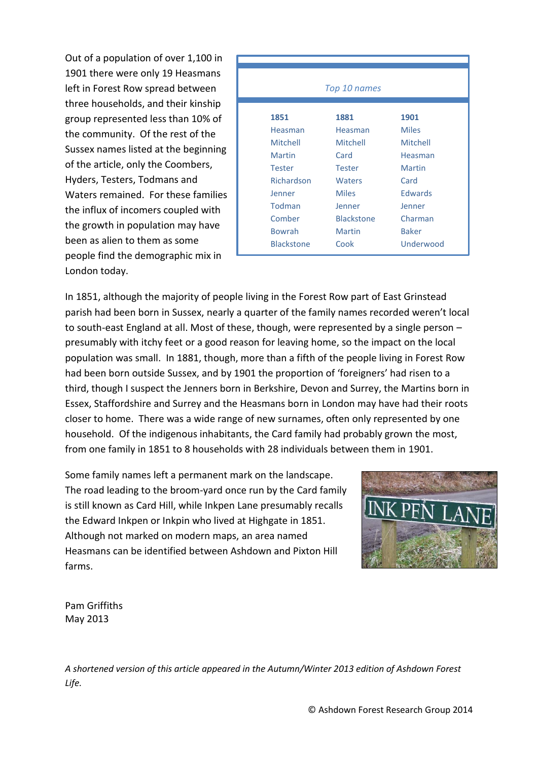Out of a population of over 1,100 in 1901 there were only 19 Heasmans left in Forest Row spread between three households, and their kinship group represented less than 10% of the community. Of the rest of the Sussex names listed at the beginning of the article, only the Coombers, Hyders, Testers, Todmans and Waters remained. For these families the influx of incomers coupled with the growth in population may have been as alien to them as some people find the demographic mix in London today.

*Top 10 names*

| 1851 | 1881 | 1901 |
|---|---|---|
| Heasman | Heasman | Miles |
| Mitchell | Mitchell | Mitchell |
| Martin | Card | Heasman |
| Tester | Tester | Martin |
| Richardson | Waters | Card |
| Jenner | Miles | Edwards |
| Todman | Jenner | Jenner |
| Comber | Blackstone | Charman |
| Bowrah | Martin | Baker |
| Blackstone | Cook | Underwood |

In 1851, although the majority of people living in the Forest Row part of East Grinstead parish had been born in Sussex, nearly a quarter of the family names recorded weren't local to south-east England at all. Most of these, though, were represented by a single person – presumably with itchy feet or a good reason for leaving home, so the impact on the local population was small. In 1881, though, more than a fifth of the people living in Forest Row had been born outside Sussex, and by 1901 the proportion of 'foreigners' had risen to a third, though I suspect the Jenners born in Berkshire, Devon and Surrey, the Martins born in Essex, Staffordshire and Surrey and the Heasmans born in London may have had their roots closer to home. There was a wide range of new surnames, often only represented by one household. Of the indigenous inhabitants, the Card family had probably grown the most, from one family in 1851 to 8 households with 28 individuals between them in 1901.

Some family names left a permanent mark on the landscape. The road leading to the broom-yard once run by the Card family is still known as Card Hill, while Inkpen Lane presumably recalls the Edward Inkpen or Inkpin who lived at Highgate in 1851. Although not marked on modern maps, an area named Heasmans can be identified between Ashdown and Pixton Hill farms.

Pam Griffiths
May 2013

*A shortened version of this article appeared in the Autumn/Winter 2013 edition of Ashdown Forest Life.*

© Ashdown Forest Research Group 2014